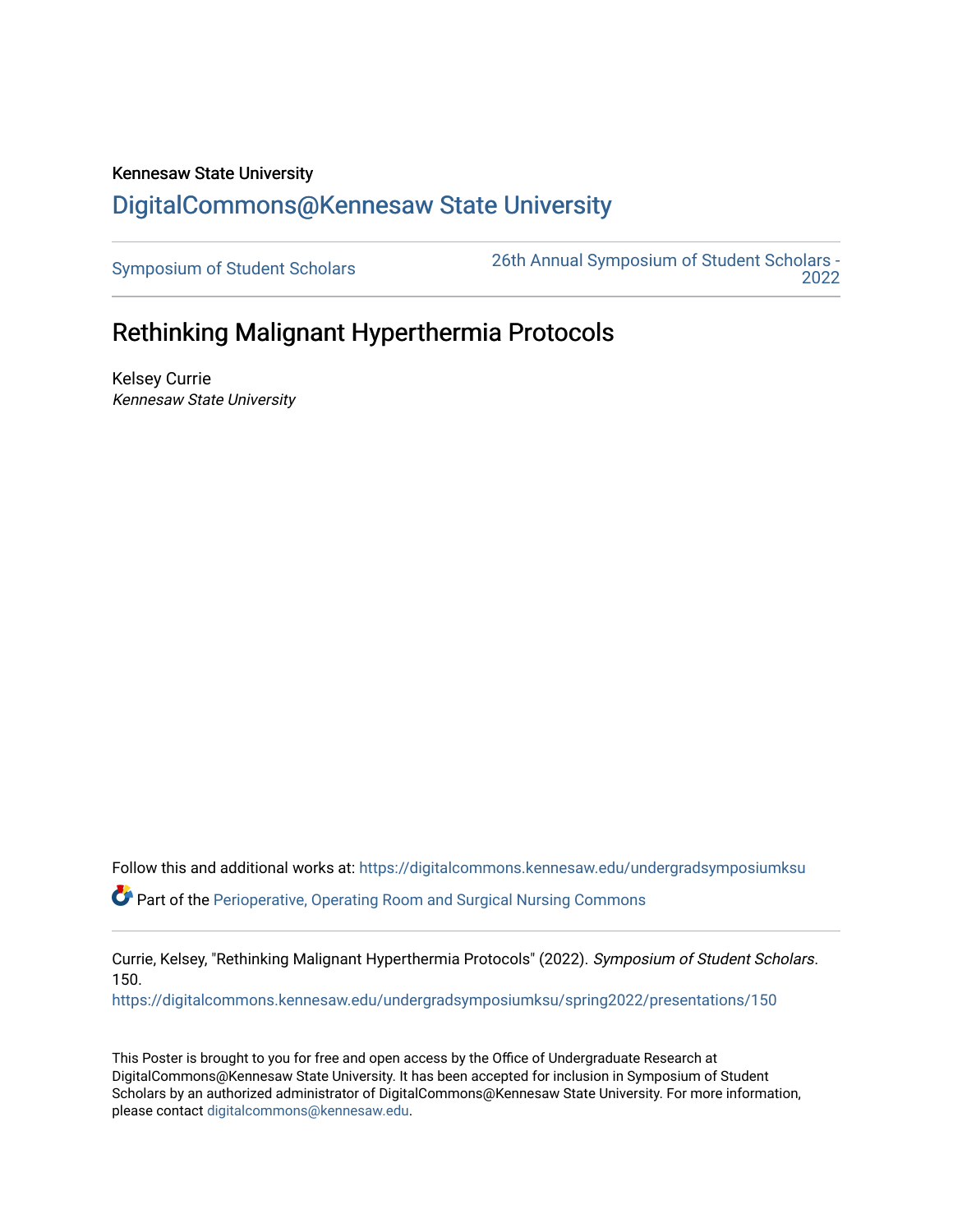Kennesaw State University

## DigitalCommons@Kennesaw State University

Symposium of Student Scholars | 26th Annual Symposium of Student Scholars - 2022

# Rethinking Malignant Hyperthermia Protocols

Kelsey Currie
*Kennesaw State University*

Follow this and additional works at: https://digitalcommons.kennesaw.edu/undergradsymposiumksu

Part of the Perioperative, Operating Room and Surgical Nursing Commons

Currie, Kelsey, "Rethinking Malignant Hyperthermia Protocols" (2022). *Symposium of Student Scholars*. 150.
https://digitalcommons.kennesaw.edu/undergradsymposiumksu/spring2022/presentations/150

This Poster is brought to you for free and open access by the Office of Undergraduate Research at DigitalCommons@Kennesaw State University. It has been accepted for inclusion in Symposium of Student Scholars by an authorized administrator of DigitalCommons@Kennesaw State University. For more information, please contact digitalcommons@kennesaw.edu.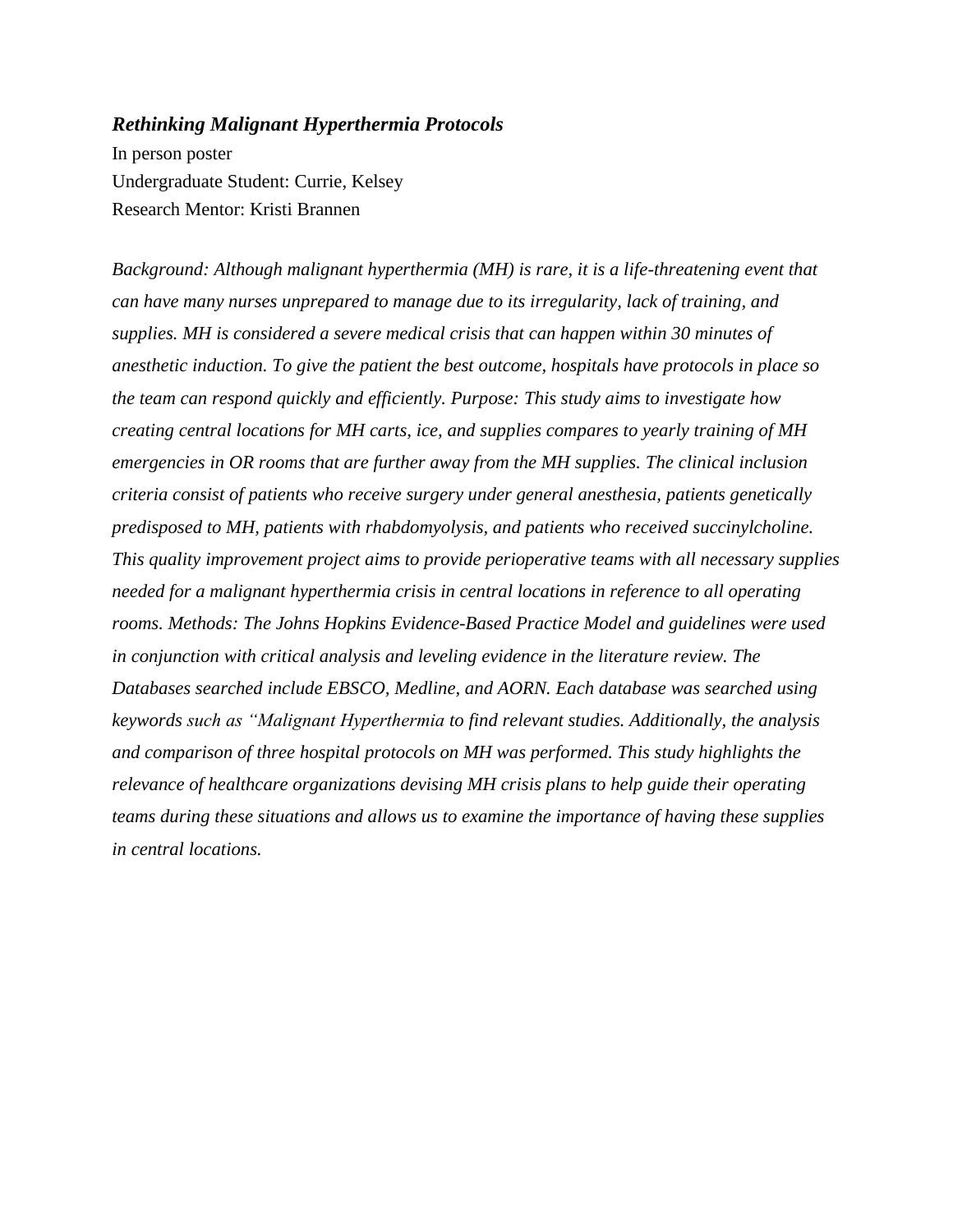***Rethinking Malignant Hyperthermia Protocols***

In person poster
Undergraduate Student: Currie, Kelsey
Research Mentor: Kristi Brannen

*Background: Although malignant hyperthermia (MH) is rare, it is a life-threatening event that can have many nurses unprepared to manage due to its irregularity, lack of training, and supplies. MH is considered a severe medical crisis that can happen within 30 minutes of anesthetic induction. To give the patient the best outcome, hospitals have protocols in place so the team can respond quickly and efficiently. Purpose: This study aims to investigate how creating central locations for MH carts, ice, and supplies compares to yearly training of MH emergencies in OR rooms that are further away from the MH supplies. The clinical inclusion criteria consist of patients who receive surgery under general anesthesia, patients genetically predisposed to MH, patients with rhabdomyolysis, and patients who received succinylcholine. This quality improvement project aims to provide perioperative teams with all necessary supplies needed for a malignant hyperthermia crisis in central locations in reference to all operating rooms. Methods: The Johns Hopkins Evidence-Based Practice Model and guidelines were used in conjunction with critical analysis and leveling evidence in the literature review. The Databases searched include EBSCO, Medline, and AORN. Each database was searched using keywords such as "Malignant Hyperthermia to find relevant studies. Additionally, the analysis and comparison of three hospital protocols on MH was performed. This study highlights the relevance of healthcare organizations devising MH crisis plans to help guide their operating teams during these situations and allows us to examine the importance of having these supplies in central locations.*